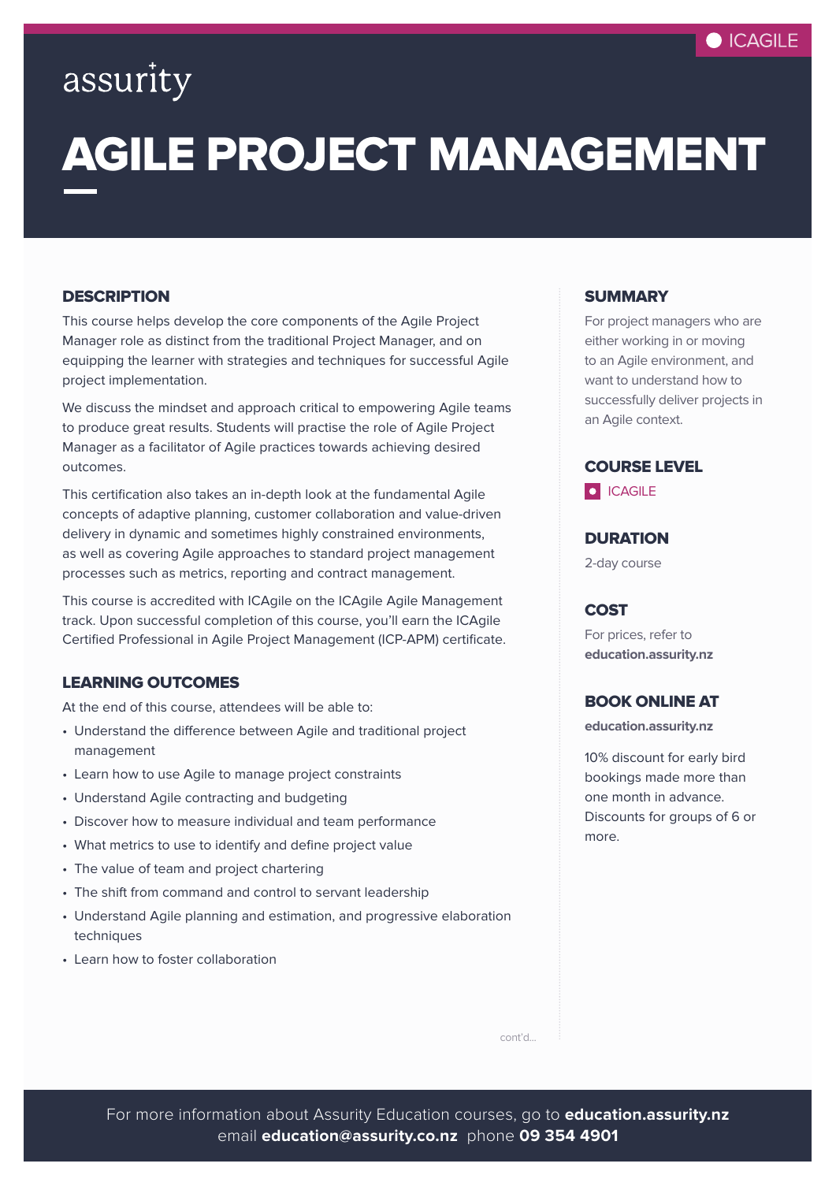ICAGILE

assurity

# AGILE PROJECT MANAGEMENT

## DESCRIPTION

This course helps develop the core components of the Agile Project Manager role as distinct from the traditional Project Manager, and on equipping the learner with strategies and techniques for successful Agile project implementation.

We discuss the mindset and approach critical to empowering Agile teams to produce great results. Students will practise the role of Agile Project Manager as a facilitator of Agile practices towards achieving desired outcomes.

This certification also takes an in-depth look at the fundamental Agile concepts of adaptive planning, customer collaboration and value-driven delivery in dynamic and sometimes highly constrained environments, as well as covering Agile approaches to standard project management processes such as metrics, reporting and contract management.

This course is accredited with ICAgile on the ICAgile Agile Management track. Upon successful completion of this course, you'll earn the ICAgile Certified Professional in Agile Project Management (ICP-APM) certificate.

## LEARNING OUTCOMES

At the end of this course, attendees will be able to:

- Understand the difference between Agile and traditional project management
- Learn how to use Agile to manage project constraints
- Understand Agile contracting and budgeting
- Discover how to measure individual and team performance
- What metrics to use to identify and define project value
- The value of team and project chartering
- The shift from command and control to servant leadership
- Understand Agile planning and estimation, and progressive elaboration techniques
- Learn how to foster collaboration

cont'd...

## SUMMARY

For project managers who are either working in or moving to an Agile environment, and want to understand how to successfully deliver projects in an Agile context.

## COURSE LEVEL

ICAGILE

## DURATION

2-day course

## COST

For prices, refer to **education.assurity.nz**

## BOOK ONLINE AT

**education.assurity.nz**

10% discount for early bird bookings made more than one month in advance. Discounts for groups of 6 or more.

For more information about Assurity Education courses, go to **education.assurity.nz**
email **education@assurity.co.nz** phone **09 354 4901**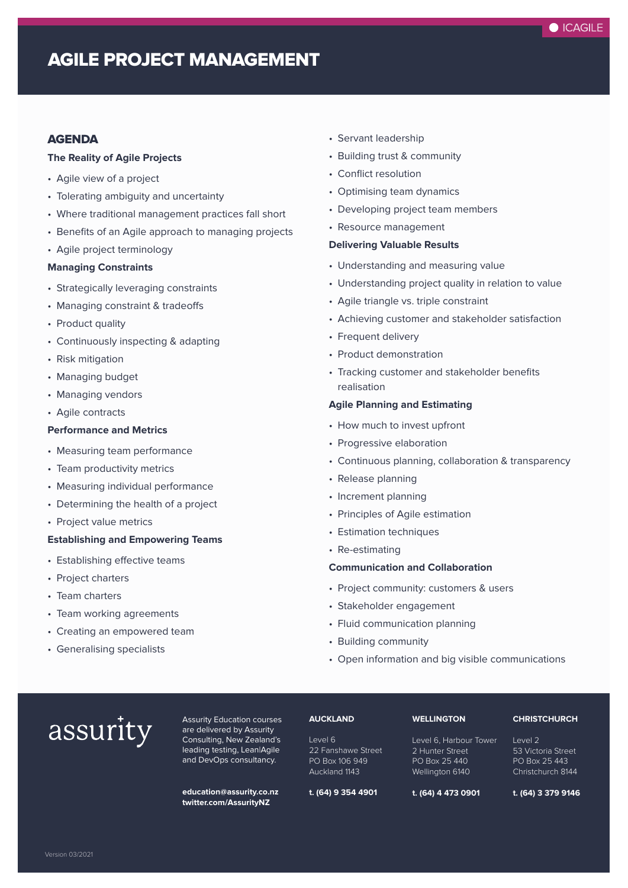ICAGILE

# AGILE PROJECT MANAGEMENT

## AGENDA

### The Reality of Agile Projects

- Agile view of a project
- Tolerating ambiguity and uncertainty
- Where traditional management practices fall short
- Benefits of an Agile approach to managing projects
- Agile project terminology

### Managing Constraints

- Strategically leveraging constraints
- Managing constraint & tradeoffs
- Product quality
- Continuously inspecting & adapting
- Risk mitigation
- Managing budget
- Managing vendors
- Agile contracts

### Performance and Metrics

- Measuring team performance
- Team productivity metrics
- Measuring individual performance
- Determining the health of a project
- Project value metrics

### Establishing and Empowering Teams

- Establishing effective teams
- Project charters
- Team charters
- Team working agreements
- Creating an empowered team
- Generalising specialists
- Servant leadership
- Building trust & community
- Conflict resolution
- Optimising team dynamics
- Developing project team members
- Resource management

### Delivering Valuable Results

- Understanding and measuring value
- Understanding project quality in relation to value
- Agile triangle vs. triple constraint
- Achieving customer and stakeholder satisfaction
- Frequent delivery
- Product demonstration
- Tracking customer and stakeholder benefits realisation

### Agile Planning and Estimating

- How much to invest upfront
- Progressive elaboration
- Continuous planning, collaboration & transparency
- Release planning
- Increment planning
- Principles of Agile estimation
- Estimation techniques
- Re-estimating

### Communication and Collaboration

- Project community: customers & users
- Stakeholder engagement
- Fluid communication planning
- Building community
- Open information and big visible communications

---

assurity

Assurity Education courses are delivered by Assurity Consulting, New Zealand's leading testing, Lean|Agile and DevOps consultancy.

**education@assurity.co.nz**
**twitter.com/AssurityNZ**

**AUCKLAND**
Level 6
22 Fanshawe Street
PO Box 106 949
Auckland 1143
**t. (64) 9 354 4901**

**WELLINGTON**
Level 6, Harbour Tower
2 Hunter Street
PO Box 25 440
Wellington 6140
**t. (64) 4 473 0901**

**CHRISTCHURCH**
Level 2
53 Victoria Street
PO Box 25 443
Christchurch 8144
**t. (64) 3 379 9146**

Version 03/2021